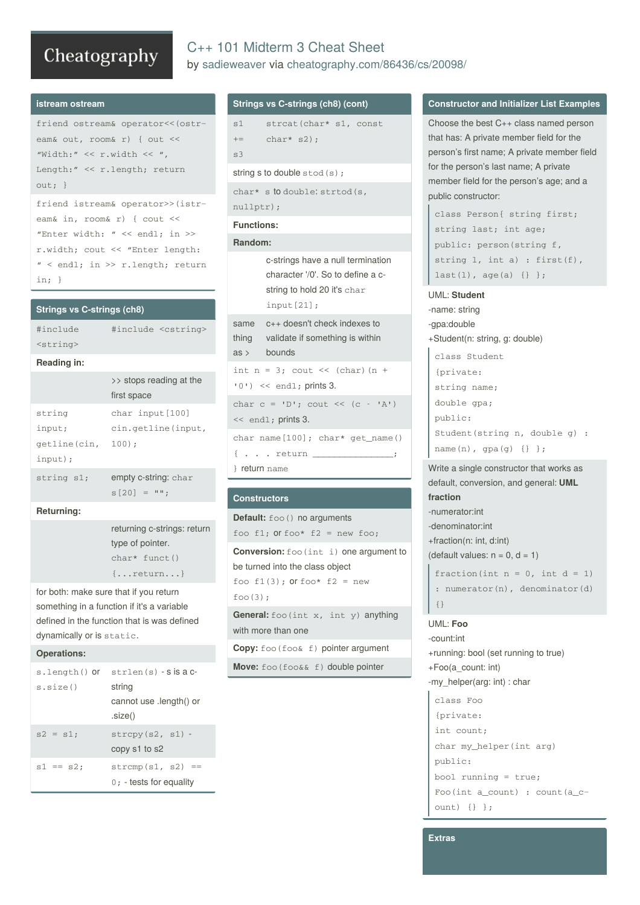# C++ 101 Midterm 3 Cheat Sheet

by sadieweaver via cheatography.com/86436/cs/20098/

## istream ostream

```
friend ostream& operator<<(ostream& out, room& r) { out << "Width:" << r.width << ", Length:" << r.length; return out; }
```

```
friend istream& operator>>(istream& in, room& r) { cout << "Enter width: " << endl; in >> r.width; cout << "Enter length: " < endl; in >> r.length; return in; }
```

## Strings vs C-strings (ch8)

| | |
|---|---|
| `#include <string>` | `#include <cstring>` |
| **Reading in:** | |
| | >> stops reading at the first space |
| `string input; getline(cin, input);` | `char input[100] cin.getline(input, 100);` |
| `string s1;` | empty c-string: `char s[20] = "";` |
| **Returning:** | |
| | returning c-strings: return type of pointer. `char* funct() {...return...}` |

for both: make sure that if you return something in a function if it's a variable defined in the function that is was defined dynamically or is `static`.

**Operations:**

| | |
|---|---|
| `s.length()` or `s.size()` | `strlen(s)` - s is a c-string cannot use .length() or .size() |
| `s2 = s1;` | `strcpy(s2, s1)` - copy s1 to s2 |
| `s1 == s2;` | `strcmp(s1, s2) == 0;` - tests for equality |

## Strings vs C-strings (ch8) (cont)

| | |
|---|---|
| `s1 += s3` | `strcat(char* s1, const char* s2);` |

string s to double `stod(s);`

`char* s` to `double`: `strtod(s, nullptr);`

**Functions:**

**Random:**

| | |
|---|---|
| | c-strings have a null termination character '/0'. So to define a c-string to hold 20 it's `char input[21];` |
| same thing as > | c++ doesn't check indexes to validate if something is within bounds |

`int n = 3; cout << (char)(n + '0') << endl;` prints 3.

`char c = 'D'; cout << (c - 'A') << endl;` prints 3.

`char name[100]; char* get_name() { . . . return ________________; }` return `name`

## Constructors

**Default:** `foo()` no arguments

`foo f1;` or `foo* f2 = new foo;`

**Conversion:** `foo(int i)` one argument to be turned into the class object

`foo f1(3);` or `foo* f2 = new foo(3);`

**General:** `foo(int x, int y)` anything with more than one

**Copy:** `foo(foo& f)` pointer argument

**Move:** `foo(foo&& f)` double pointer

## Constructor and Initializer List Examples

Choose the best C++ class named person that has: A private member field for the person's first name; A private member field for the person's last name; A private member field for the person's age; and a public constructor:

```
class Person{ string first; string last; int age; public: person(string f, string l, int a) : first(f), last(l), age(a) {} };
```

UML: **Student**

-name: string

-gpa:double

+Student(n: string, g: double)

```
class Student
{private:
string name;
double gpa;
public:
Student(string n, double g) : name(n), gpa(g) {} };
```

Write a single constructor that works as default, conversion, and general: **UML fraction**

-numerator:int

-denominator:int

+fraction(n: int, d:int)

(default values: n = 0, d = 1)

```
fraction(int n = 0, int d = 1) : numerator(n), denominator(d) {}
```

UML: **Foo**

-count:int

+running: bool (set running to true)

+Foo(a_count: int)

-my_helper(arg: int) : char

```
class Foo
{private:
int count;
char my_helper(int arg)
public:
bool running = true;
Foo(int a_count) : count(a_count) {} };
```

## Extras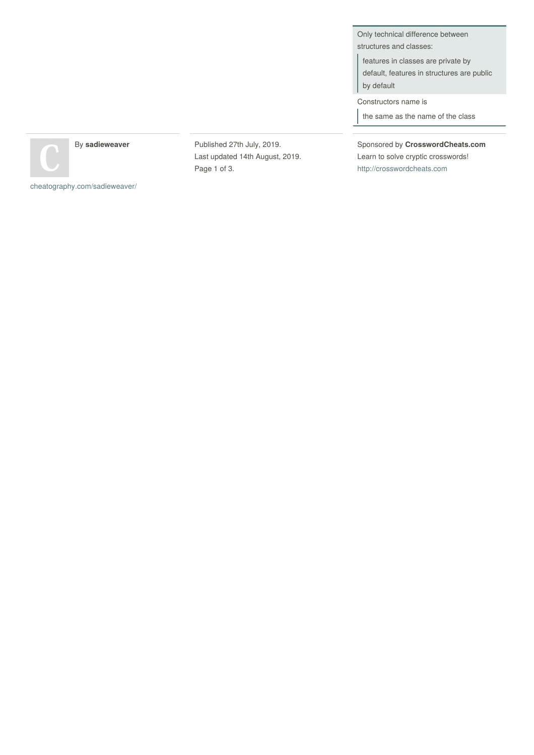Only technical difference between structures and classes:

features in classes are private by default, features in structures are public by default

Constructors name is

the same as the name of the class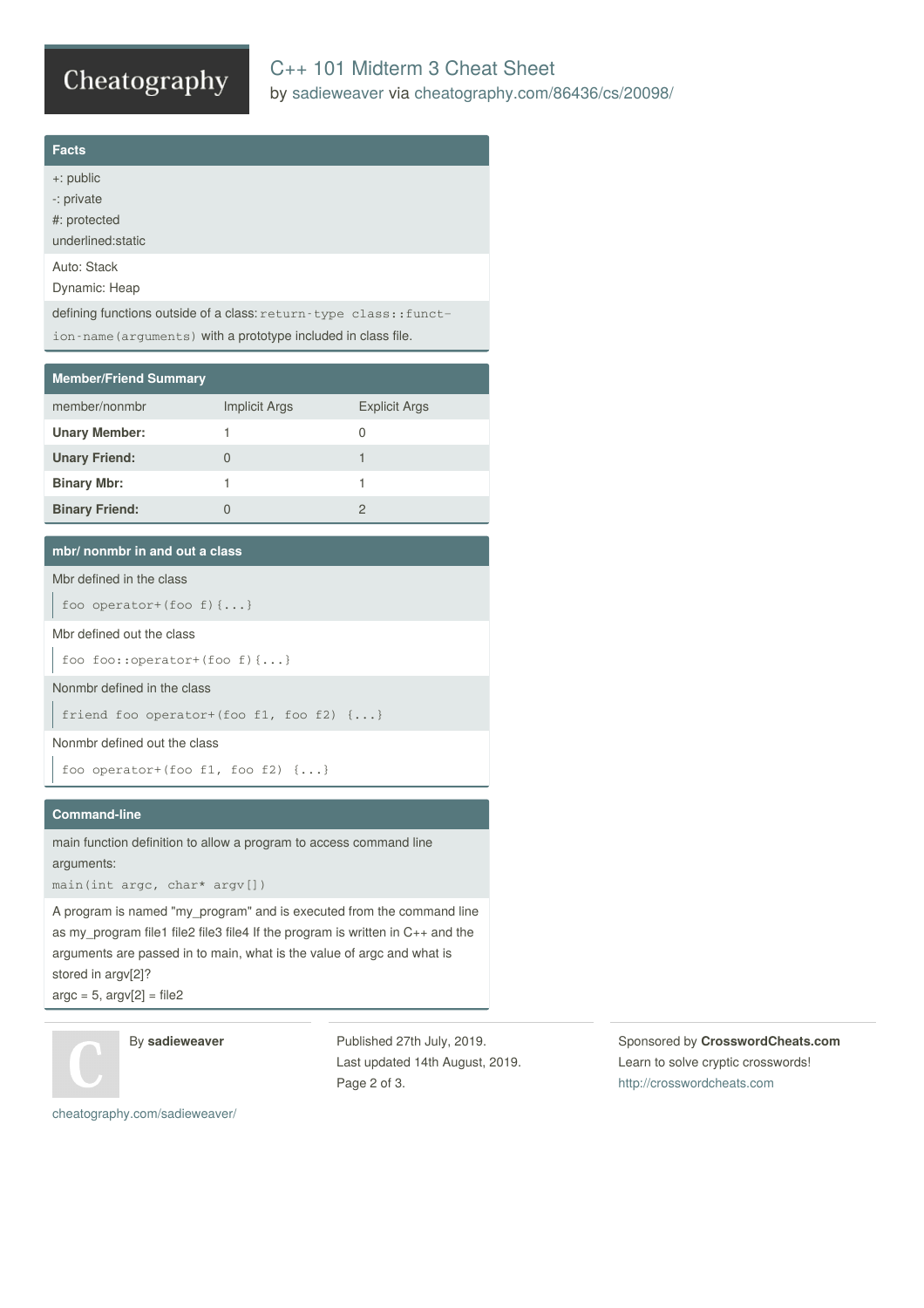# C++ 101 Midterm 3 Cheat Sheet

by sadieweaver via cheatography.com/86436/cs/20098/

## Facts

+: public
-: private
#: protected
underlined:static

Auto: Stack
Dynamic: Heap

defining functions outside of a class: `return-type class::function-name(arguments)` with a prototype included in class file.

## Member/Friend Summary

| member/nonmbr | Implicit Args | Explicit Args |
|---|---|---|
| **Unary Member:** | 1 | 0 |
| **Unary Friend:** | 0 | 1 |
| **Binary Mbr:** | 1 | 1 |
| **Binary Friend:** | 0 | 2 |

## mbr/ nonmbr in and out a class

Mbr defined in the class

```
foo operator+(foo f){...}
```

Mbr defined out the class

```
foo foo::operator+(foo f){...}
```

Nonmbr defined in the class

```
friend foo operator+(foo f1, foo f2) {...}
```

Nonmbr defined out the class

```
foo operator+(foo f1, foo f2) {...}
```

## Command-line

main function definition to allow a program to access command line arguments:
`main(int argc, char* argv[])`

A program is named "my_program" and is executed from the command line as my_program file1 file2 file3 file4 If the program is written in C++ and the arguments are passed in to main, what is the value of argc and what is stored in argv[2]?
argc = 5, argv[2] = file2

By **sadieweaver**

cheatography.com/sadieweaver/

Published 27th July, 2019.
Last updated 14th August, 2019.

Sponsored by **CrosswordCheats.com**
Learn to solve cryptic crosswords!
http://crosswordcheats.com